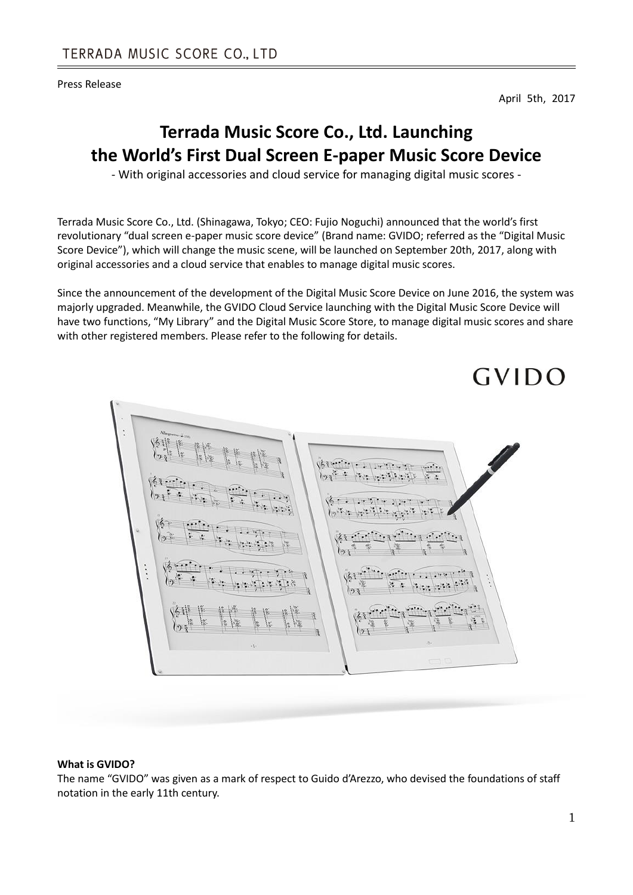TERRADA MUSIC SCORE CO., LTD

Press Release

April 5th, 2017

# Terrada Music Score Co., Ltd. Launching the World's First Dual Screen E-paper Music Score Device

- With original accessories and cloud service for managing digital music scores -

Terrada Music Score Co., Ltd. (Shinagawa, Tokyo; CEO: Fujio Noguchi) announced that the world's first revolutionary "dual screen e-paper music score device" (Brand name: GVIDO; referred as the "Digital Music Score Device"), which will change the music scene, will be launched on September 20th, 2017, along with original accessories and a cloud service that enables to manage digital music scores.

Since the announcement of the development of the Digital Music Score Device on June 2016, the system was majorly upgraded. Meanwhile, the GVIDO Cloud Service launching with the Digital Music Score Device will have two functions, "My Library" and the Digital Music Score Store, to manage digital music scores and share with other registered members. Please refer to the following for details.

GVIDO

**What is GVIDO?**

The name "GVIDO" was given as a mark of respect to Guido d'Arezzo, who devised the foundations of staff notation in the early 11th century.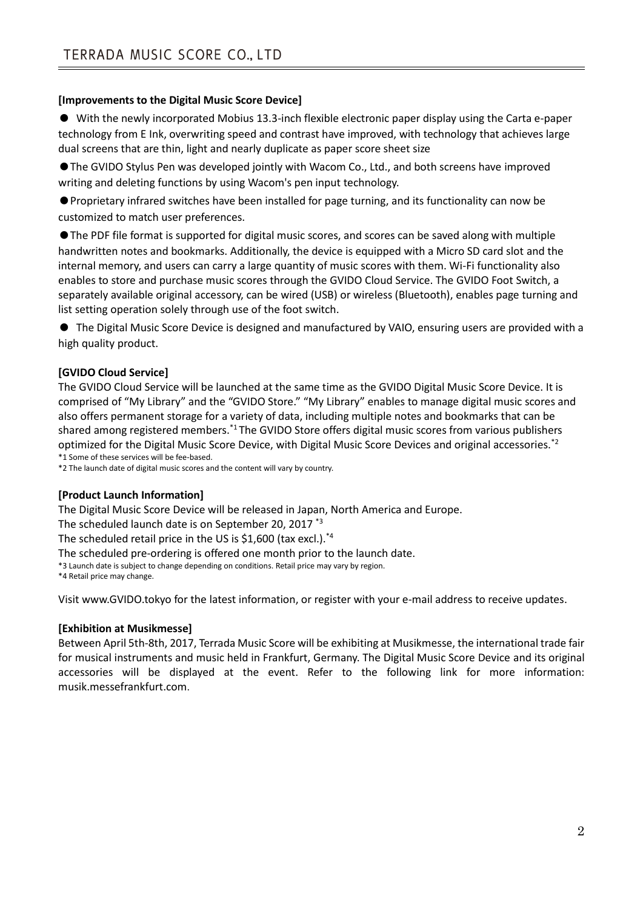**[Improvements to the Digital Music Score Device]**

- With the newly incorporated Mobius 13.3-inch flexible electronic paper display using the Carta e-paper technology from E Ink, overwriting speed and contrast have improved, with technology that achieves large dual screens that are thin, light and nearly duplicate as paper score sheet size
- The GVIDO Stylus Pen was developed jointly with Wacom Co., Ltd., and both screens have improved writing and deleting functions by using Wacom's pen input technology.
- Proprietary infrared switches have been installed for page turning, and its functionality can now be customized to match user preferences.
- The PDF file format is supported for digital music scores, and scores can be saved along with multiple handwritten notes and bookmarks. Additionally, the device is equipped with a Micro SD card slot and the internal memory, and users can carry a large quantity of music scores with them. Wi-Fi functionality also enables to store and purchase music scores through the GVIDO Cloud Service. The GVIDO Foot Switch, a separately available original accessory, can be wired (USB) or wireless (Bluetooth), enables page turning and list setting operation solely through use of the foot switch.
- The Digital Music Score Device is designed and manufactured by VAIO, ensuring users are provided with a high quality product.

**[GVIDO Cloud Service]**

The GVIDO Cloud Service will be launched at the same time as the GVIDO Digital Music Score Device. It is comprised of "My Library" and the "GVIDO Store." "My Library" enables to manage digital music scores and also offers permanent storage for a variety of data, including multiple notes and bookmarks that can be shared among registered members.[*1] The GVIDO Store offers digital music scores from various publishers optimized for the Digital Music Score Device, with Digital Music Score Devices and original accessories.[*2]

*1 Some of these services will be fee-based.

*2 The launch date of digital music scores and the content will vary by country.

**[Product Launch Information]**

The Digital Music Score Device will be released in Japan, North America and Europe.

The scheduled launch date is on September 20, 2017 [*3]

The scheduled retail price in the US is $1,600 (tax excl.).[*4]

The scheduled pre-ordering is offered one month prior to the launch date.

*3 Launch date is subject to change depending on conditions. Retail price may vary by region.

*4 Retail price may change.

Visit www.GVIDO.tokyo for the latest information, or register with your e-mail address to receive updates.

**[Exhibition at Musikmesse]**

Between April 5th-8th, 2017, Terrada Music Score will be exhibiting at Musikmesse, the international trade fair for musical instruments and music held in Frankfurt, Germany. The Digital Music Score Device and its original accessories will be displayed at the event. Refer to the following link for more information: musik.messefrankfurt.com.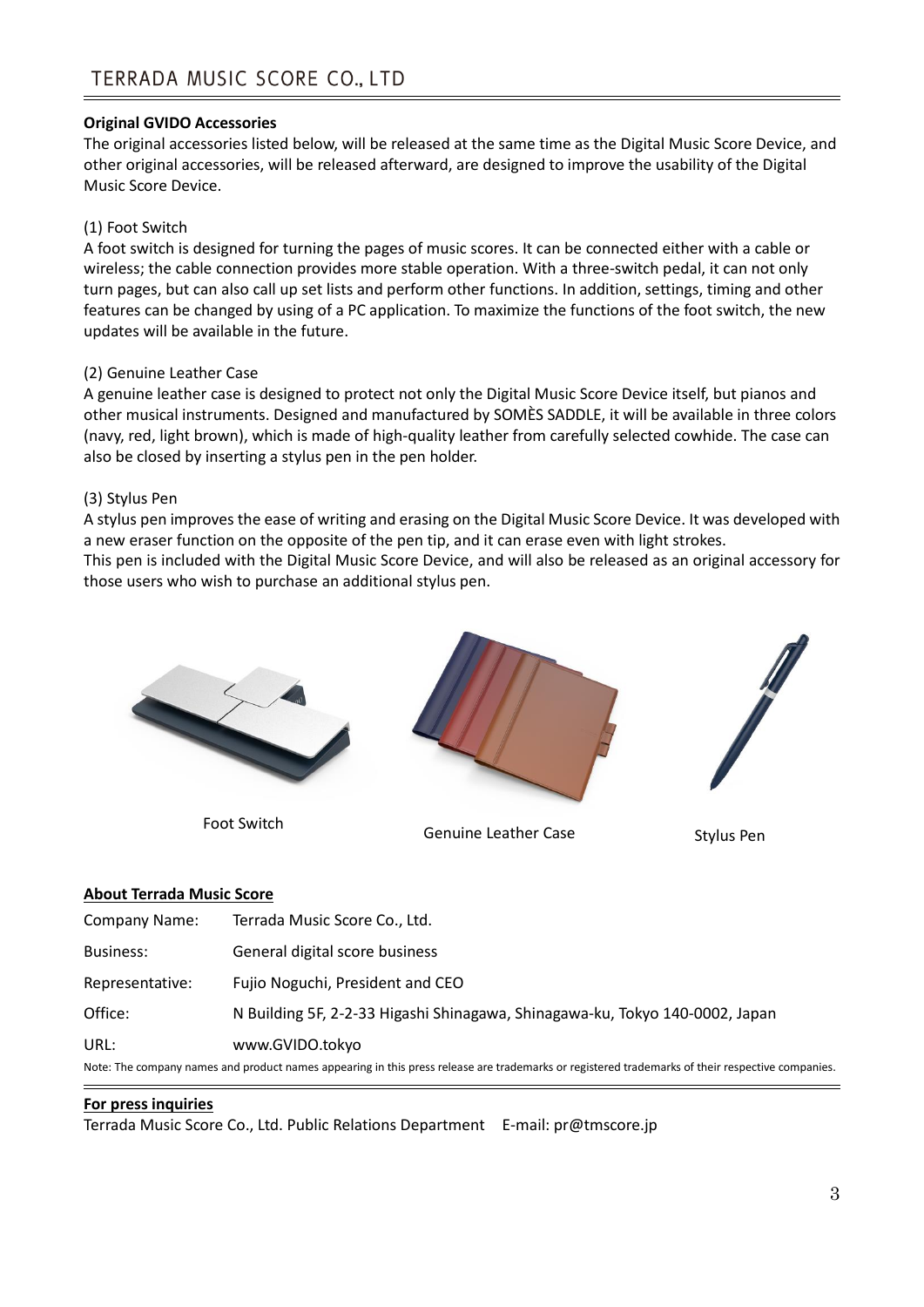**Original GVIDO Accessories**

The original accessories listed below, will be released at the same time as the Digital Music Score Device, and other original accessories, will be released afterward, are designed to improve the usability of the Digital Music Score Device.

(1) Foot Switch

A foot switch is designed for turning the pages of music scores. It can be connected either with a cable or wireless; the cable connection provides more stable operation. With a three-switch pedal, it can not only turn pages, but can also call up set lists and perform other functions. In addition, settings, timing and other features can be changed by using of a PC application. To maximize the functions of the foot switch, the new updates will be available in the future.

(2) Genuine Leather Case

A genuine leather case is designed to protect not only the Digital Music Score Device itself, but pianos and other musical instruments. Designed and manufactured by SOMÈS SADDLE, it will be available in three colors (navy, red, light brown), which is made of high-quality leather from carefully selected cowhide. The case can also be closed by inserting a stylus pen in the pen holder.

(3) Stylus Pen

A stylus pen improves the ease of writing and erasing on the Digital Music Score Device. It was developed with a new eraser function on the opposite of the pen tip, and it can erase even with light strokes.
This pen is included with the Digital Music Score Device, and will also be released as an original accessory for those users who wish to purchase an additional stylus pen.

Foot Switch

Genuine Leather Case

Stylus Pen

**About Terrada Music Score**

| | |
|---|---|
| Company Name: | Terrada Music Score Co., Ltd. |
| Business: | General digital score business |
| Representative: | Fujio Noguchi, President and CEO |
| Office: | N Building 5F, 2-2-33 Higashi Shinagawa, Shinagawa-ku, Tokyo 140-0002, Japan |
| URL: | www.GVIDO.tokyo |

Note: The company names and product names appearing in this press release are trademarks or registered trademarks of their respective companies.

**For press inquiries**

Terrada Music Score Co., Ltd. Public Relations Department E-mail: pr@tmscore.jp